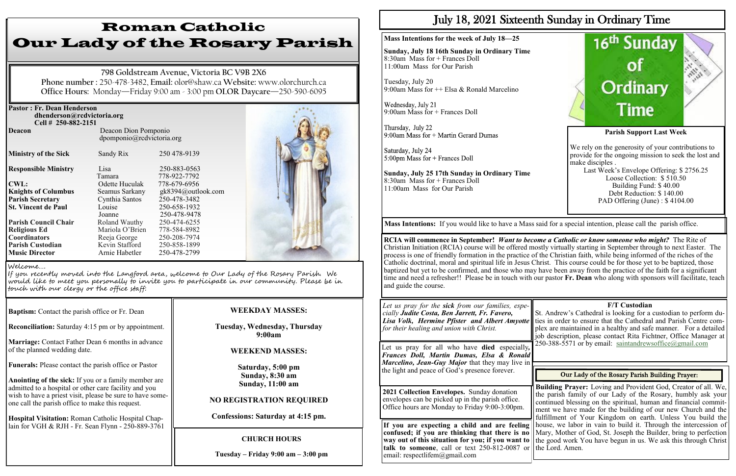# Roman Catholic Our Lady of the Rosary Parish

798 Goldstream Avenue, Victoria BC V9B 2X6
**Phone number** : 250-478-3482, **Email:** olor@shaw.ca **Website:** www.olorchurch.ca
**Office Hours:** Monday—Friday 9:00 am - 3:00 pm **OLOR Daycare**—250-590-6095

**Pastor : Fr. Dean Henderson**
dhenderson@rcdvictoria.org
Cell # 250-882-2151

| | | |
|---|---|---|
| **Deacon** | Deacon Dion Pomponio dpomponio@rcdvictoria.org | |
| **Ministry of the Sick** | Sandy Rix | 250 478-9139 |
| **Responsible Ministry** | Lisa | 250-883-0563 |
| | Tamara | 778-922-7792 |
| **CWL:** | Odette Huculak | 778-679-6956 |
| **Knights of Columbus** | Seamus Sarkany | gk8394@outlook.com |
| **Parish Secretary** | Cynthia Santos | 250-478-3482 |
| **St. Vincent de Paul** | Louise | 250-658-1932 |
| | Joanne | 250-478-9478 |
| **Parish Council Chair** | Roland Wauthy | 250-474-6255 |
| **Religious Ed Coordinators** | Mariola O'Brien | 778-584-8982 |
| | Reeja George | 250-208-7974 |
| **Parish Custodian** | Kevin Stafford | 250-858-1899 |
| **Music Director** | Arnie Habetler | 250-478-2799 |

Welcome....
If you recently moved into the Langford area, welcome to Our Lady of the Rosary Parish. We would like to meet you personally to invite you to participate in our community. Please be in touch with our clergy or the office staff.

**Baptism:** Contact the parish office or Fr. Dean

**Reconciliation:** Saturday 4:15 pm or by appointment.

**Marriage:** Contact Father Dean 6 months in advance of the planned wedding date.

**Funerals:** Please contact the parish office or Pastor

**Anointing of the sick:** If you or a family member are admitted to a hospital or other care facility and you wish to have a priest visit, please be sure to have someone call the parish office to make this request.

**Hospital Visitation:** Roman Catholic Hospital Chaplain for VGH & RJH - Fr. Sean Flynn - 250-889-3761

**WEEKDAY MASSES:**

**Tuesday, Wednesday, Thursday 9:00am**

**WEEKEND MASSES:**

**Saturday, 5:00 pm**
**Sunday, 8:30 am**
**Sunday, 11:00 am**

**NO REGISTRATION REQUIRED**

**Confessions: Saturday at 4:15 pm.**

**CHURCH HOURS**

**Tuesday – Friday 9:00 am – 3:00 pm**

# July 18, 2021 Sixteenth Sunday in Ordinary Time

**Mass Intentions for the week of July 18—25**

**Sunday, July 18 16th Sunday in Ordinary Time**
8:30am Mass for + Frances Doll
11:00am Mass for Our Parish

Tuesday, July 20
9:00am Mass for ++ Elsa & Ronald Marcelino

Wednesday, July 21
9:00am Mass for + Frances Doll

Thursday, July 22
9:00am Mass for + Martin Gerard Dumas

Saturday, July 24
5:00pm Mass for + Frances Doll

**Sunday, July 25 17th Sunday in Ordinary Time**
8:30am Mass for + Frances Doll
11:00am Mass for Our Parish

16th Sunday of Ordinary Time

**Parish Support Last Week**

We rely on the generosity of your contributions to provide for the ongoing mission to seek the lost and make disciples .
Last Week's Envelope Offering: $ 2756.25
Loose Collection: $ 510.50
Building Fund: $ 40.00
Debt Reduction: $ 140.00
PAD Offering (June) : $ 4104.00

**Mass Intentions:** If you would like to have a Mass said for a special intention, please call the parish office.

**RCIA will commence in September!** ***Want to become a Catholic or know someone who might?*** The Rite of Christian Initiation (RCIA) course will be offered mostly virtually starting in September through to next Easter. The process is one of friendly formation in the practice of the Christian faith, while being informed of the riches of the Catholic doctrinal, moral and spiritual life in Jesus Christ. This course could be for those yet to be baptized, those baptized but yet to be confirmed, and those who may have been away from the practice of the faith for a significant time and need a refresher!! Please be in touch with our pastor **Fr. Dean** who along with sponsors will facilitate, teach and guide the course.

*Let us pray for the* ***sick*** *from our families, especially* ***Judite Costa, Ben Jarrett, Fr. Favero, Lisa Volk, Hermine Pfister and Albert Amyotte*** *for their healing and union with Christ.*

Let us pray for all who have **died** especially, ***Frances Doll, Martin Dumas, Elsa & Ronald Marcelino, Jean-Guy Major*** that they may live in the light and peace of God's presence forever.

**2021 Collection Envelopes.** Sunday donation envelopes can be picked up in the parish office. Office hours are Monday to Friday 9:00-3:00pm.

**If you are expecting a child and are feeling confused; if you are thinking that there is no way out of this situation for you; if you want to talk to someone**, call or text 250-812-0087 or email: respectlifem@gmail.com

**F/T Custodian**

St. Andrew's Cathedral is looking for a custodian to perform duties in order to ensure that the Cathedral and Parish Centre complex are maintained in a healthy and safe manner. For a detailed job description, please contact Rita Fichtner, Office Manager at 250-388-5571 or by email: saintandrewsoffice@gmail.com

**Our Lady of the Rosary Parish Building Prayer:**

**Building Prayer:** Loving and Provident God, Creator of all. We, the parish family of our Lady of the Rosary, humbly ask your continued blessing on the spiritual, human and financial commitment we have made for the building of our new Church and the fulfillment of Your Kingdom on earth. Unless You build the house, we labor in vain to build it. Through the intercession of Mary, Mother of God, St. Joseph the Builder, bring to perfection the good work You have begun in us. We ask this through Christ the Lord. Amen.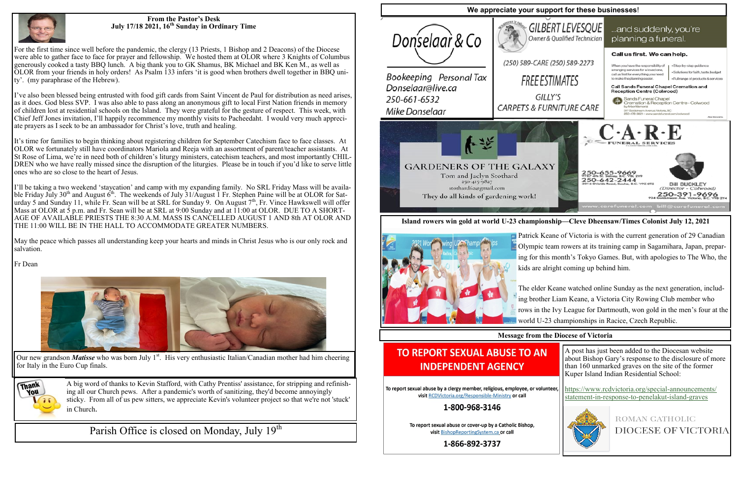## From the Pastor's Desk
### July 17/18 2021, 16th Sunday in Ordinary Time

For the first time since well before the pandemic, the clergy (13 Priests, 1 Bishop and 2 Deacons) of the Diocese were able to gather face to face for prayer and fellowship. We hosted them at OLOR where 3 Knights of Columbus generously cooked a tasty BBQ lunch. A big thank you to GK Shamus, BK Michael and BK Ken M., as well as OLOR from your friends in holy orders! As Psalm 133 infers 'it is good when brothers dwell together in BBQ unity'. (my paraphrase of the Hebrew).

I've also been blessed being entrusted with food gift cards from Saint Vincent de Paul for distribution as need arises, as it does. God bless SVP. I was also able to pass along an anonymous gift to local First Nation friends in memory of children lost at residential schools on the Island. They were grateful for the gesture of respect. This week, with Chief Jeff Jones invitation, I'll happily recommence my monthly visits to Pacheedaht. I would very much appreciate prayers as I seek to be an ambassador for Christ's love, truth and healing.

It's time for families to begin thinking about registering children for September Catechism face to face classes. At OLOR we fortunately still have coordinators Mariola and Reeja with an assortment of parent/teacher assistants. At St Rose of Lima, we're in need both of children's liturgy ministers, catechism teachers, and most importantly CHILDREN who we have really missed since the disruption of the liturgies. Please be in touch if you'd like to serve little ones who are so close to the heart of Jesus.

I'll be taking a two weekend 'staycation' and camp with my expanding family. No SRL Friday Mass will be available Friday July 30th and August 6th. The weekends of July 31/August 1 Fr. Stephen Paine will be at OLOR for Saturday 5 and Sunday 11, while Fr. Sean will be at SRL for Sunday 9. On August 7th, Fr. Vince Hawkswell will offer Mass at OLOR at 5 p.m. and Fr. Sean will be at SRL at 9:00 Sunday and at 11:00 at OLOR. DUE TO A SHORTAGE OF AVAILABLE PRIESTS THE 8:30 A.M. MASS IS CANCELLED AUGUST 1 AND 8th AT OLOR AND THE 11:00 WILL BE IN THE HALL TO ACCOMMODATE GREATER NUMBERS.

May the peace which passes all understanding keep your hearts and minds in Christ Jesus who is our only rock and salvation.

Fr Dean

Our new grandson ***Matisse*** who was born July 1st. His very enthusiastic Italian/Canadian mother had him cheering for Italy in the Euro Cup finals.

A big word of thanks to Kevin Stafford, with Cathy Prentiss' assistance, for stripping and refinishing all our Church pews. After a pandemic's worth of sanitizing, they'd become annoyingly sticky. From all of us pew sitters, we appreciate Kevin's volunteer project so that we're not 'stuck' in Church.

## Parish Office is closed on Monday, July 19th

## We appreciate your support for these businesses!

**Donselaar & Co**
Bookeeping Personal Tax
Donselaar@live.ca
250-661-6532
Mike Donselaar

**GILBERT LEVESQUE**
Owner & Qualified Technician
(250) 589-CARE (250) 589-2273
FREE ESTIMATES
GILLY'S CARPETS & FURNITURE CARE

...and suddenly, you're planning a funeral.
**Call us first. We can help.**
When you have the responsibility of arranging services for a loved one, call us first for everything you need to make the planning easier.
- Step-by-step guidance
- Solutions for faith, taste, budget
- Full range of products & services

**Call Sands Funeral Chapel Cremation and Reception Centre (Colwood)**
Sands Funeral Chapel Cremation & Reception Centre - Colwood

**GARDENERS OF THE GALAXY**
Tom and Jaclyn Stothard
250-415-9827
stothard62@gmail.com
They do all kinds of gardening work!

**C-A-R-E FUNERAL SERVICES**
250-655-9669
250-642-2444
Bill BUCKLEY (Director - Colwood)
250-391-9696
www.carefuneral.com bill@carefuneral.com

## Island rowers win gold at world U-23 championship—Cleve Dheensaw/Times Colonist July 12, 2021

Patrick Keane of Victoria is with the current generation of 29 Canadian Olympic team rowers at its training camp in Sagamihara, Japan, preparing for this month's Tokyo Games. But, with apologies to The Who, the kids are alright coming up behind him.

The elder Keane watched online Sunday as the next generation, including brother Liam Keane, a Victoria City Rowing Club member who rows in the Ivy League for Dartmouth, won gold in the men's four at the world U-23 championships in Racice, Czech Republic.

## Message from the Diocese of Victoria

**TO REPORT SEXUAL ABUSE TO AN INDEPENDENT AGENCY**

To report sexual abuse by a clergy member, religious, employee, or volunteer, visit RCDVictoria.org/Responsible-Ministry or call

**1-800-968-3146**

To report sexual abuse or cover-up by a Catholic Bishop, visit BishopReportingSystem.ca or call

**1-866-892-3737**

A post has just been added to the Diocesan website about Bishop Gary's response to the disclosure of more than 160 unmarked graves on the site of the former Kuper Island Indian Residential School:

https://www.rcdvictoria.org/special-announcements/statement-in-response-to-penelakut-island-graves

ROMAN CATHOLIC DIOCESE OF VICTORIA